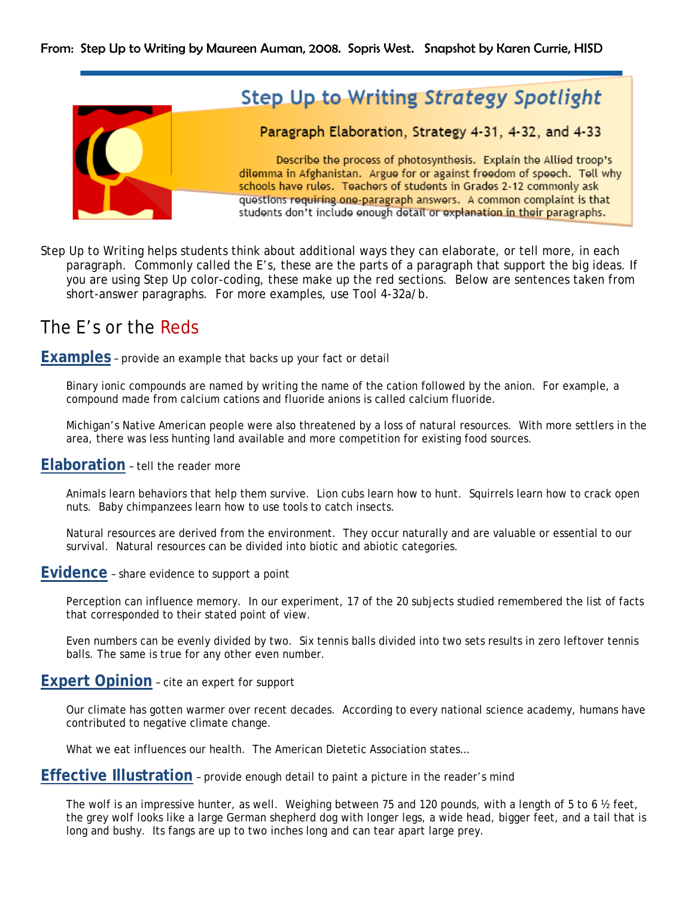From: Step Up to Writing by Maureen Auman, 2008. Sopris West. Snapshot by Karen Currie, HISD

## Step Up to Writing *Strategy Spotlight*

### Paragraph Elaboration, Strategy 4-31, 4-32, and 4-33

Describe the process of photosynthesis. Explain the Allied troop's dilemma in Afghanistan. Argue for or against freedom of speech. Tell why schools have rules. Teachers of students in Grades 2-12 commonly ask questions requiring one-paragraph answers. A common complaint is that students don't include enough detail or explanation in their paragraphs.

Step Up to Writing helps students think about additional ways they can elaborate, or tell more, in each paragraph. Commonly called the E's, these are the parts of a paragraph that support the big ideas. If you are using Step Up color-coding, these make up the red sections. Below are sentences taken from short-answer paragraphs. For more examples, use Tool 4-32a/b.

## The E's or the Reds

**Examples** – provide an example that backs up your fact or detail

Binary ionic compounds are named by writing the name of the cation followed by the anion. For example, a compound made from calcium cations and fluoride anions is called calcium fluoride.

Michigan's Native American people were also threatened by a loss of natural resources. With more settlers in the area, there was less hunting land available and more competition for existing food sources.

**Elaboration** – tell the reader more

Animals learn behaviors that help them survive. Lion cubs learn how to hunt. Squirrels learn how to crack open nuts. Baby chimpanzees learn how to use tools to catch insects.

Natural resources are derived from the environment. They occur naturally and are valuable or essential to our survival. Natural resources can be divided into biotic and abiotic categories.

**Evidence** – share evidence to support a point

Perception can influence memory. In our experiment, 17 of the 20 subjects studied remembered the list of facts that corresponded to their stated point of view.

Even numbers can be evenly divided by two. Six tennis balls divided into two sets results in zero leftover tennis balls. The same is true for any other even number.

**Expert Opinion** – cite an expert for support

Our climate has gotten warmer over recent decades. According to every national science academy, humans have contributed to negative climate change.

What we eat influences our health. The American Dietetic Association states…

**Effective Illustration** – provide enough detail to paint a picture in the reader's mind

The wolf is an impressive hunter, as well. Weighing between 75 and 120 pounds, with a length of 5 to 6 ½ feet, the grey wolf looks like a large German shepherd dog with longer legs, a wide head, bigger feet, and a tail that is long and bushy. Its fangs are up to two inches long and can tear apart large prey.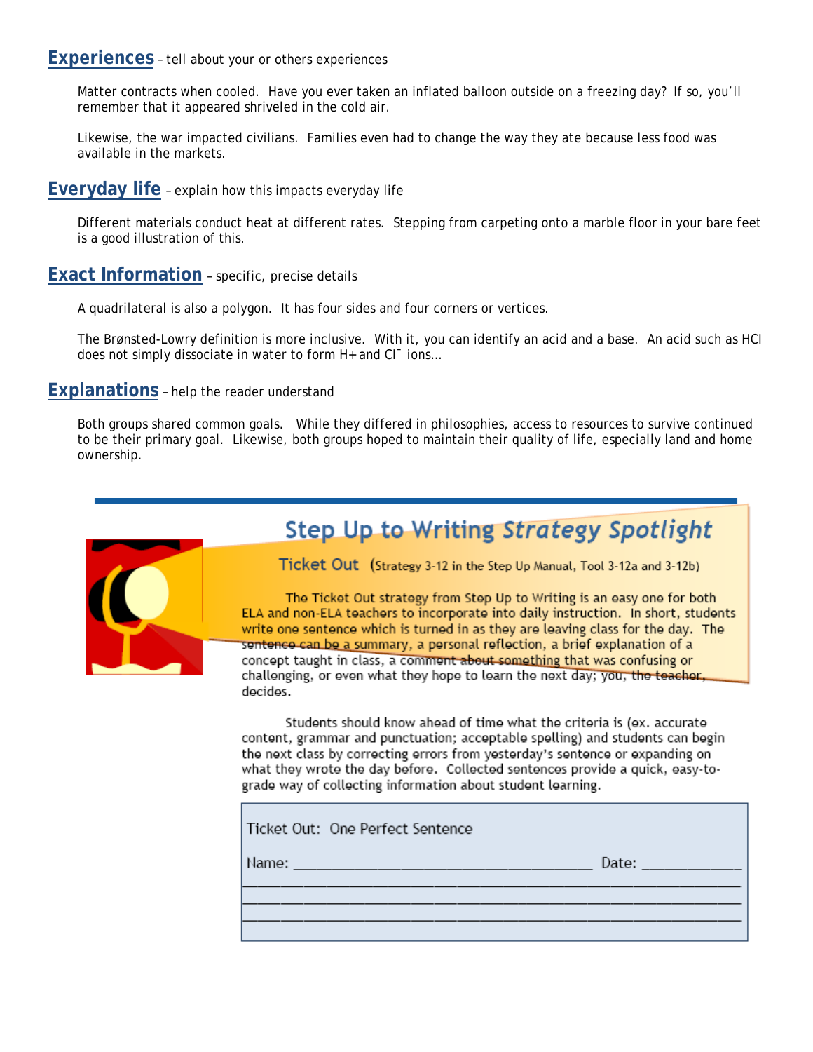## Experiences – tell about your or others experiences

Matter contracts when cooled. Have you ever taken an inflated balloon outside on a freezing day? If so, you'll remember that it appeared shriveled in the cold air.

Likewise, the war impacted civilians. Families even had to change the way they ate because less food was available in the markets.

## Everyday life – explain how this impacts everyday life

Different materials conduct heat at different rates. Stepping from carpeting onto a marble floor in your bare feet is a good illustration of this.

## Exact Information – specific, precise details

A quadrilateral is also a polygon. It has four sides and four corners or vertices.

The Brønsted-Lowry definition is more inclusive. With it, you can identify an acid and a base. An acid such as HCl does not simply dissociate in water to form $H+$ and $Cl^{-}$ ions…

## Explanations – help the reader understand

Both groups shared common goals. While they differed in philosophies, access to resources to survive continued to be their primary goal. Likewise, both groups hoped to maintain their quality of life, especially land and home ownership.

---

## Step Up to Writing *Strategy Spotlight*

### Ticket Out (Strategy 3-12 in the Step Up Manual, Tool 3-12a and 3-12b)

The Ticket Out strategy from Step Up to Writing is an easy one for both ELA and non-ELA teachers to incorporate into daily instruction. In short, students write one sentence which is turned in as they are leaving class for the day. The sentence can be a summary, a personal reflection, a brief explanation of a concept taught in class, a comment about something that was confusing or challenging, or even what they hope to learn the next day; you, the teacher, decides.

Students should know ahead of time what the criteria is (ex. accurate content, grammar and punctuation; acceptable spelling) and students can begin the next class by correcting errors from yesterday's sentence or expanding on what they wrote the day before. Collected sentences provide a quick, easy-to-grade way of collecting information about student learning.

Ticket Out: One Perfect Sentence

Name: ______________________________ Date: __________

______________________________________________________________

______________________________________________________________

______________________________________________________________